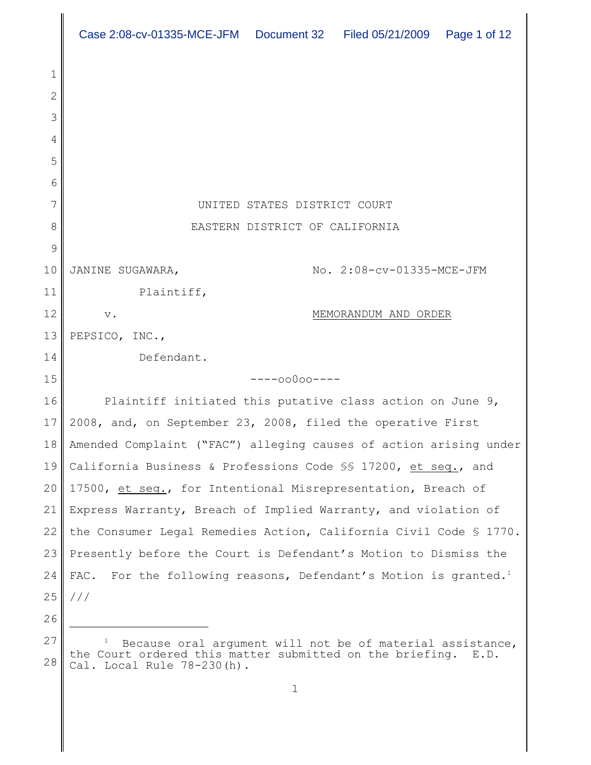UNITED STATES DISTRICT COURT

EASTERN DISTRICT OF CALIFORNIA

JANINE SUGAWARA,

Plaintiff,

v.

PEPSICO, INC.,

Defendant.

No. 2:08-cv-01335-MCE-JFM

MEMORANDUM AND ORDER

----oo0oo----

Plaintiff initiated this putative class action on June 9, 2008, and, on September 23, 2008, filed the operative First Amended Complaint ("FAC") alleging causes of action arising under California Business & Professions Code §§ 17200, et seq., and 17500, et seq., for Intentional Misrepresentation, Breach of Express Warranty, Breach of Implied Warranty, and violation of the Consumer Legal Remedies Action, California Civil Code § 1770. Presently before the Court is Defendant's Motion to Dismiss the FAC. For the following reasons, Defendant's Motion is granted.[1]

///

[1] Because oral argument will not be of material assistance, the Court ordered this matter submitted on the briefing. E.D. Cal. Local Rule 78-230(h).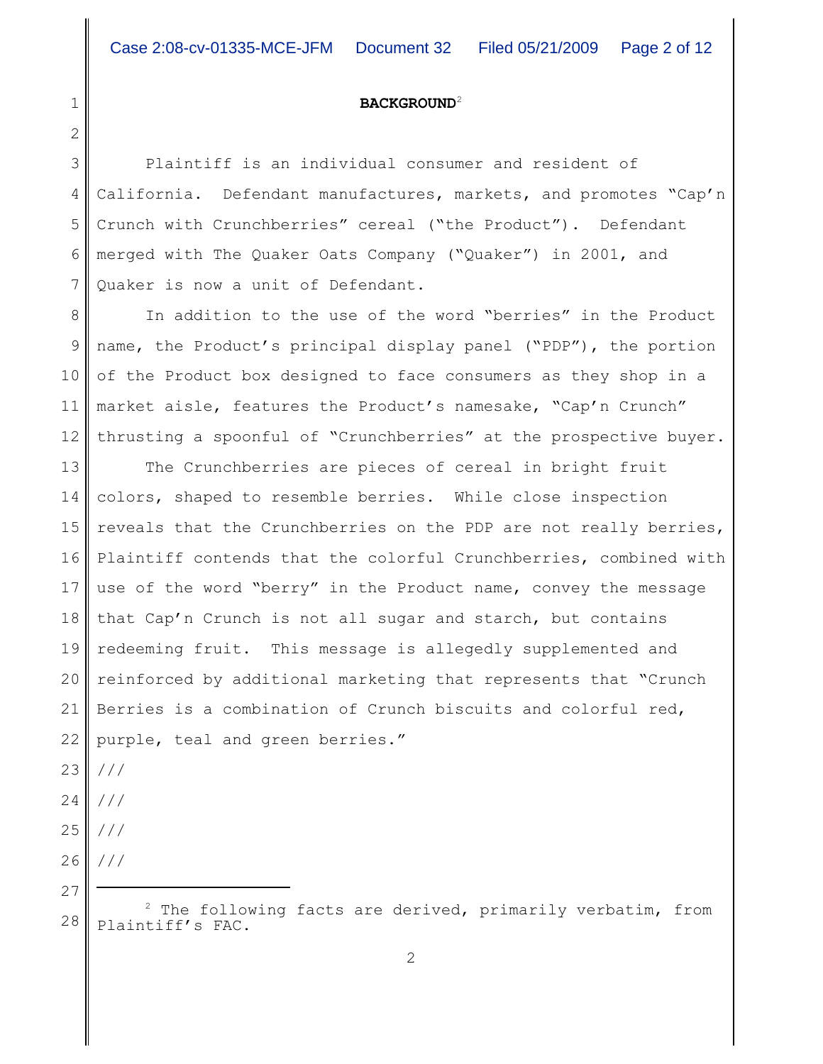## BACKGROUND[2]

Plaintiff is an individual consumer and resident of California. Defendant manufactures, markets, and promotes "Cap'n Crunch with Crunchberries" cereal ("the Product"). Defendant merged with The Quaker Oats Company ("Quaker") in 2001, and Quaker is now a unit of Defendant.

In addition to the use of the word "berries" in the Product name, the Product's principal display panel ("PDP"), the portion of the Product box designed to face consumers as they shop in a market aisle, features the Product's namesake, "Cap'n Crunch" thrusting a spoonful of "Crunchberries" at the prospective buyer.

The Crunchberries are pieces of cereal in bright fruit colors, shaped to resemble berries. While close inspection reveals that the Crunchberries on the PDP are not really berries, Plaintiff contends that the colorful Crunchberries, combined with use of the word "berry" in the Product name, convey the message that Cap'n Crunch is not all sugar and starch, but contains redeeming fruit. This message is allegedly supplemented and reinforced by additional marketing that represents that "Crunch Berries is a combination of Crunch biscuits and colorful red, purple, teal and green berries."

///

///

///

///

---

[2] The following facts are derived, primarily verbatim, from Plaintiff's FAC.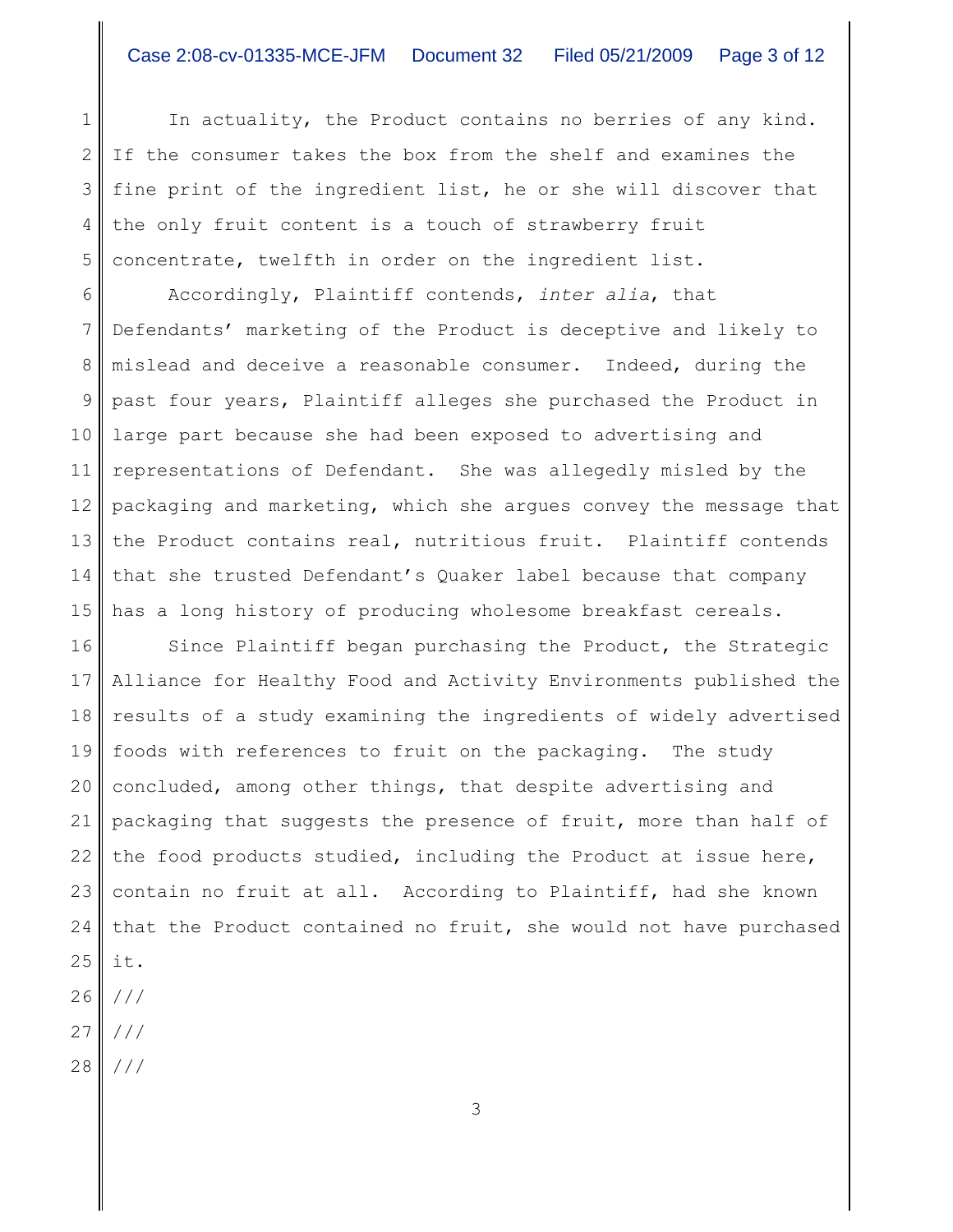In actuality, the Product contains no berries of any kind. If the consumer takes the box from the shelf and examines the fine print of the ingredient list, he or she will discover that the only fruit content is a touch of strawberry fruit concentrate, twelfth in order on the ingredient list.

Accordingly, Plaintiff contends, *inter alia*, that Defendants' marketing of the Product is deceptive and likely to mislead and deceive a reasonable consumer. Indeed, during the past four years, Plaintiff alleges she purchased the Product in large part because she had been exposed to advertising and representations of Defendant. She was allegedly misled by the packaging and marketing, which she argues convey the message that the Product contains real, nutritious fruit. Plaintiff contends that she trusted Defendant's Quaker label because that company has a long history of producing wholesome breakfast cereals.

Since Plaintiff began purchasing the Product, the Strategic Alliance for Healthy Food and Activity Environments published the results of a study examining the ingredients of widely advertised foods with references to fruit on the packaging. The study concluded, among other things, that despite advertising and packaging that suggests the presence of fruit, more than half of the food products studied, including the Product at issue here, contain no fruit at all. According to Plaintiff, had she known that the Product contained no fruit, she would not have purchased it.

///

///

///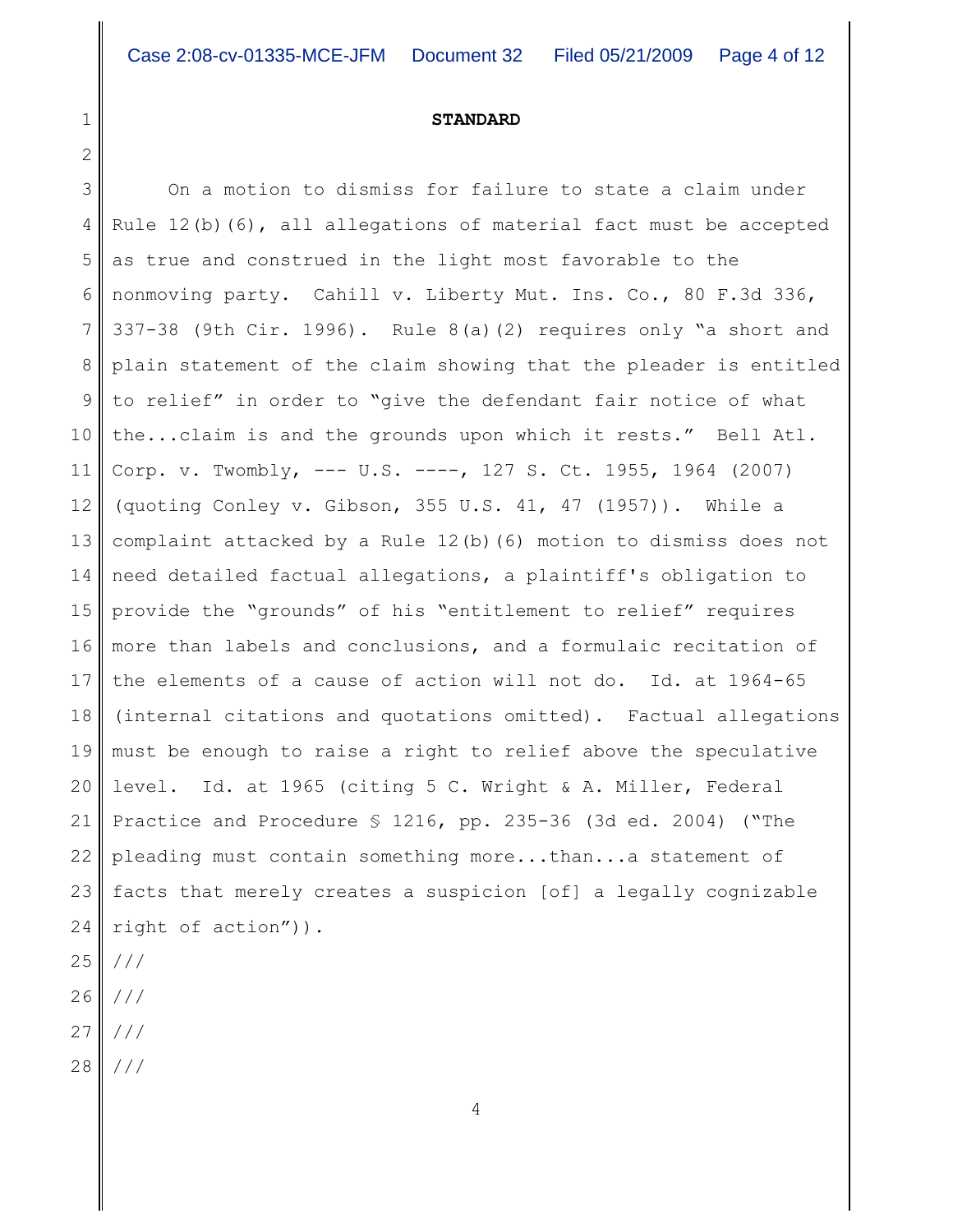**STANDARD**

On a motion to dismiss for failure to state a claim under Rule 12(b)(6), all allegations of material fact must be accepted as true and construed in the light most favorable to the nonmoving party. Cahill v. Liberty Mut. Ins. Co., 80 F.3d 336, 337-38 (9th Cir. 1996). Rule 8(a)(2) requires only "a short and plain statement of the claim showing that the pleader is entitled to relief" in order to "give the defendant fair notice of what the...claim is and the grounds upon which it rests." Bell Atl. Corp. v. Twombly, --- U.S. ----, 127 S. Ct. 1955, 1964 (2007) (quoting Conley v. Gibson, 355 U.S. 41, 47 (1957)). While a complaint attacked by a Rule 12(b)(6) motion to dismiss does not need detailed factual allegations, a plaintiff's obligation to provide the "grounds" of his "entitlement to relief" requires more than labels and conclusions, and a formulaic recitation of the elements of a cause of action will not do. Id. at 1964-65 (internal citations and quotations omitted). Factual allegations must be enough to raise a right to relief above the speculative level. Id. at 1965 (citing 5 C. Wright & A. Miller, Federal Practice and Procedure § 1216, pp. 235-36 (3d ed. 2004) ("The pleading must contain something more...than...a statement of facts that merely creates a suspicion [of] a legally cognizable right of action")).

///

///

///

///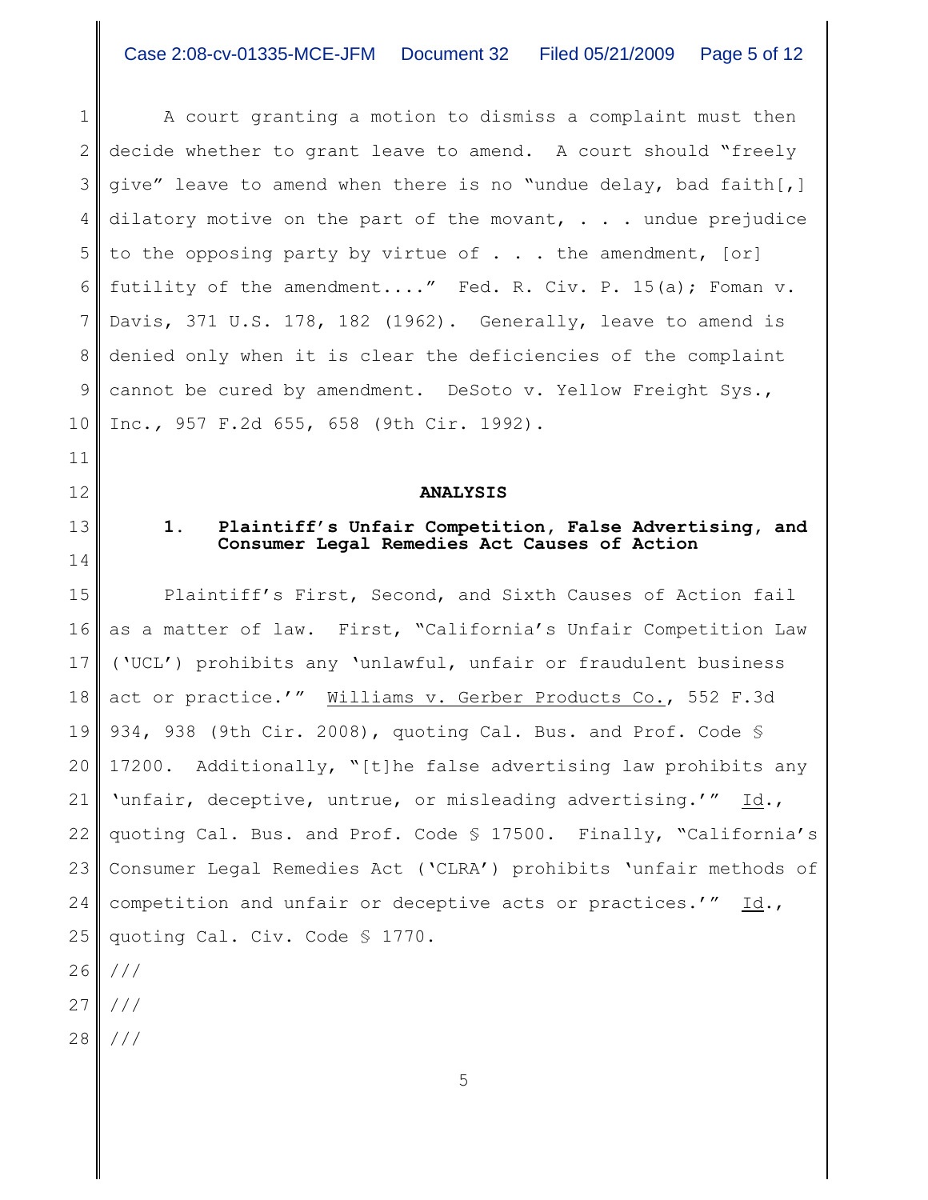A court granting a motion to dismiss a complaint must then decide whether to grant leave to amend. A court should "freely give" leave to amend when there is no "undue delay, bad faith[,] dilatory motive on the part of the movant, . . . undue prejudice to the opposing party by virtue of . . . the amendment, [or] futility of the amendment...." Fed. R. Civ. P. 15(a); Foman v. Davis, 371 U.S. 178, 182 (1962). Generally, leave to amend is denied only when it is clear the deficiencies of the complaint cannot be cured by amendment. DeSoto v. Yellow Freight Sys., Inc., 957 F.2d 655, 658 (9th Cir. 1992).

## ANALYSIS

### 1. Plaintiff's Unfair Competition, False Advertising, and Consumer Legal Remedies Act Causes of Action

Plaintiff's First, Second, and Sixth Causes of Action fail as a matter of law. First, "California's Unfair Competition Law ('UCL') prohibits any 'unlawful, unfair or fraudulent business act or practice.'" Williams v. Gerber Products Co., 552 F.3d 934, 938 (9th Cir. 2008), quoting Cal. Bus. and Prof. Code § 17200. Additionally, "[t]he false advertising law prohibits any 'unfair, deceptive, untrue, or misleading advertising.'" Id., quoting Cal. Bus. and Prof. Code § 17500. Finally, "California's Consumer Legal Remedies Act ('CLRA') prohibits 'unfair methods of competition and unfair or deceptive acts or practices.'" Id., quoting Cal. Civ. Code § 1770.

///

///

///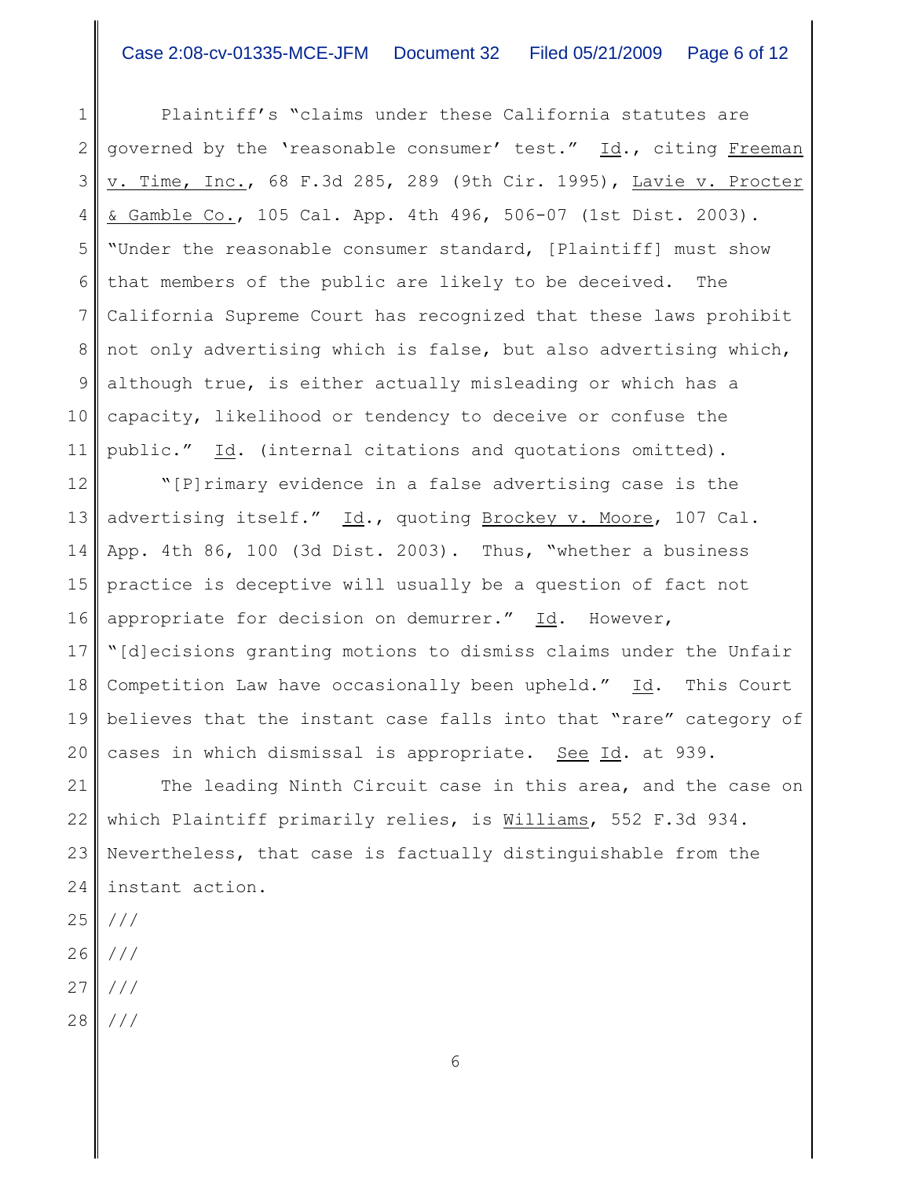Plaintiff's "claims under these California statutes are governed by the 'reasonable consumer' test." Id., citing Freeman v. Time, Inc., 68 F.3d 285, 289 (9th Cir. 1995), Lavie v. Procter & Gamble Co., 105 Cal. App. 4th 496, 506-07 (1st Dist. 2003). "Under the reasonable consumer standard, [Plaintiff] must show that members of the public are likely to be deceived. The California Supreme Court has recognized that these laws prohibit not only advertising which is false, but also advertising which, although true, is either actually misleading or which has a capacity, likelihood or tendency to deceive or confuse the public." Id. (internal citations and quotations omitted).

"[P]rimary evidence in a false advertising case is the advertising itself." Id., quoting Brockey v. Moore, 107 Cal. App. 4th 86, 100 (3d Dist. 2003). Thus, "whether a business practice is deceptive will usually be a question of fact not appropriate for decision on demurrer." Id. However, "[d]ecisions granting motions to dismiss claims under the Unfair Competition Law have occasionally been upheld." Id. This Court believes that the instant case falls into that "rare" category of cases in which dismissal is appropriate. See Id. at 939.

The leading Ninth Circuit case in this area, and the case on which Plaintiff primarily relies, is Williams, 552 F.3d 934. Nevertheless, that case is factually distinguishable from the instant action.

///

///

///

///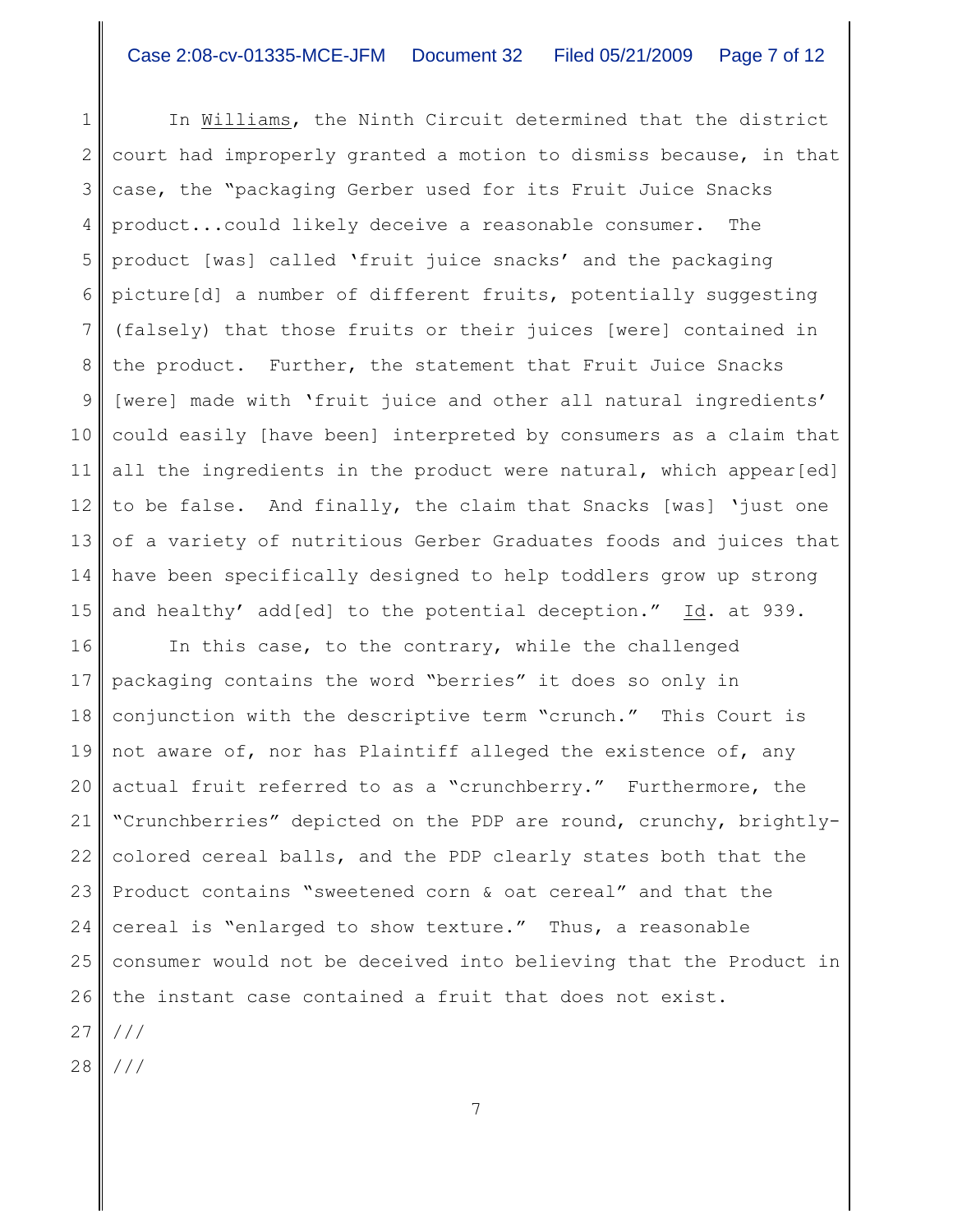In _Williams_, the Ninth Circuit determined that the district court had improperly granted a motion to dismiss because, in that case, the "packaging Gerber used for its Fruit Juice Snacks product...could likely deceive a reasonable consumer. The product [was] called 'fruit juice snacks' and the packaging picture[d] a number of different fruits, potentially suggesting (falsely) that those fruits or their juices [were] contained in the product. Further, the statement that Fruit Juice Snacks [were] made with 'fruit juice and other all natural ingredients' could easily [have been] interpreted by consumers as a claim that all the ingredients in the product were natural, which appear[ed] to be false. And finally, the claim that Snacks [was] 'just one of a variety of nutritious Gerber Graduates foods and juices that have been specifically designed to help toddlers grow up strong and healthy' add[ed] to the potential deception." _Id_. at 939.

In this case, to the contrary, while the challenged packaging contains the word "berries" it does so only in conjunction with the descriptive term "crunch." This Court is not aware of, nor has Plaintiff alleged the existence of, any actual fruit referred to as a "crunchberry." Furthermore, the "Crunchberries" depicted on the PDP are round, crunchy, brightly-colored cereal balls, and the PDP clearly states both that the Product contains "sweetened corn & oat cereal" and that the cereal is "enlarged to show texture." Thus, a reasonable consumer would not be deceived into believing that the Product in the instant case contained a fruit that does not exist.

///

///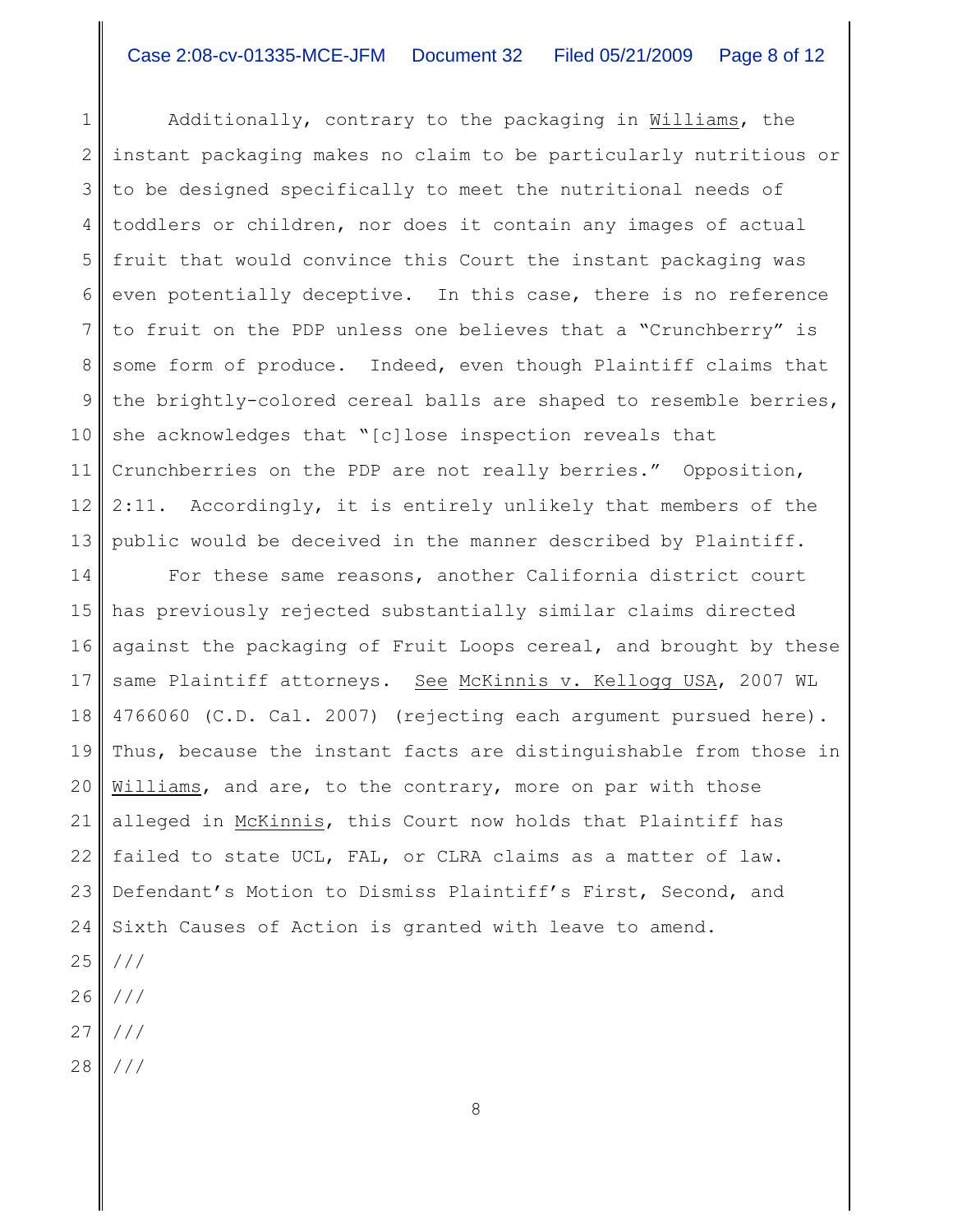Additionally, contrary to the packaging in Williams, the instant packaging makes no claim to be particularly nutritious or to be designed specifically to meet the nutritional needs of toddlers or children, nor does it contain any images of actual fruit that would convince this Court the instant packaging was even potentially deceptive. In this case, there is no reference to fruit on the PDP unless one believes that a "Crunchberry" is some form of produce. Indeed, even though Plaintiff claims that the brightly-colored cereal balls are shaped to resemble berries, she acknowledges that "[c]lose inspection reveals that Crunchberries on the PDP are not really berries." Opposition, 2:11. Accordingly, it is entirely unlikely that members of the public would be deceived in the manner described by Plaintiff.

For these same reasons, another California district court has previously rejected substantially similar claims directed against the packaging of Fruit Loops cereal, and brought by these same Plaintiff attorneys. See McKinnis v. Kellogg USA, 2007 WL 4766060 (C.D. Cal. 2007) (rejecting each argument pursued here). Thus, because the instant facts are distinguishable from those in Williams, and are, to the contrary, more on par with those alleged in McKinnis, this Court now holds that Plaintiff has failed to state UCL, FAL, or CLRA claims as a matter of law. Defendant's Motion to Dismiss Plaintiff's First, Second, and Sixth Causes of Action is granted with leave to amend.

///

///

///

///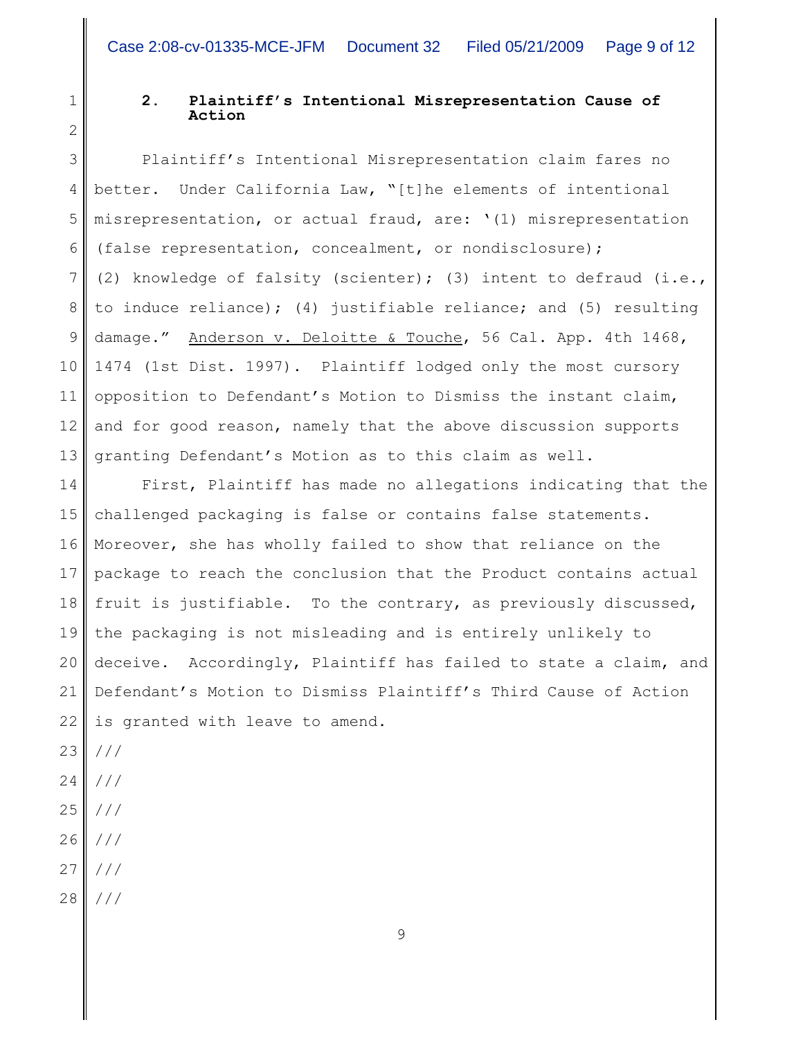### 2. Plaintiff's Intentional Misrepresentation Cause of Action

Plaintiff's Intentional Misrepresentation claim fares no better. Under California Law, "[t]he elements of intentional misrepresentation, or actual fraud, are: '(1) misrepresentation (false representation, concealment, or nondisclosure); (2) knowledge of falsity (scienter); (3) intent to defraud (i.e., to induce reliance); (4) justifiable reliance; and (5) resulting damage." Anderson v. Deloitte & Touche, 56 Cal. App. 4th 1468, 1474 (1st Dist. 1997). Plaintiff lodged only the most cursory opposition to Defendant's Motion to Dismiss the instant claim, and for good reason, namely that the above discussion supports granting Defendant's Motion as to this claim as well.

First, Plaintiff has made no allegations indicating that the challenged packaging is false or contains false statements. Moreover, she has wholly failed to show that reliance on the package to reach the conclusion that the Product contains actual fruit is justifiable. To the contrary, as previously discussed, the packaging is not misleading and is entirely unlikely to deceive. Accordingly, Plaintiff has failed to state a claim, and Defendant's Motion to Dismiss Plaintiff's Third Cause of Action is granted with leave to amend.

///

///

///

///

///

///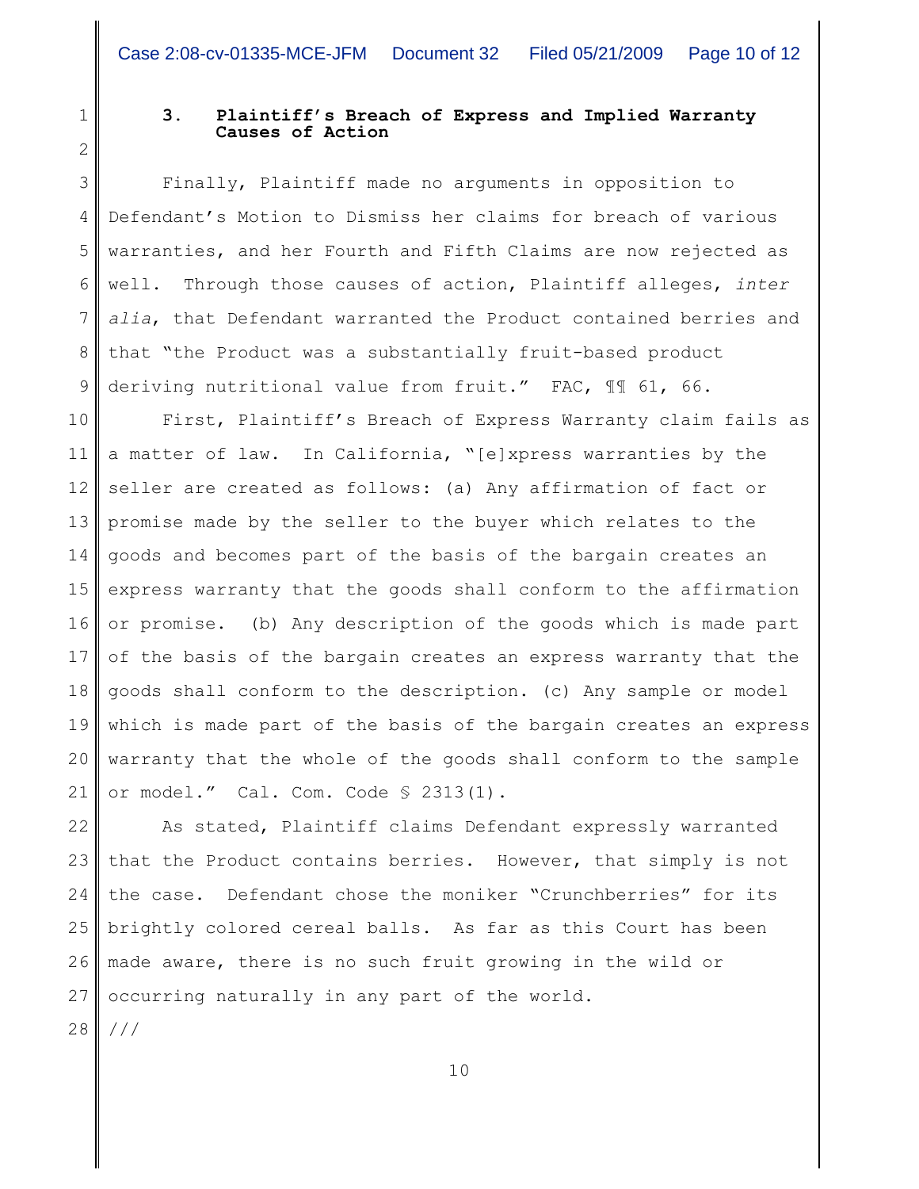### 3. Plaintiff's Breach of Express and Implied Warranty Causes of Action

Finally, Plaintiff made no arguments in opposition to Defendant's Motion to Dismiss her claims for breach of various warranties, and her Fourth and Fifth Claims are now rejected as well. Through those causes of action, Plaintiff alleges, *inter alia*, that Defendant warranted the Product contained berries and that "the Product was a substantially fruit-based product deriving nutritional value from fruit." FAC, ¶¶ 61, 66.

First, Plaintiff's Breach of Express Warranty claim fails as a matter of law. In California, "[e]xpress warranties by the seller are created as follows: (a) Any affirmation of fact or promise made by the seller to the buyer which relates to the goods and becomes part of the basis of the bargain creates an express warranty that the goods shall conform to the affirmation or promise. (b) Any description of the goods which is made part of the basis of the bargain creates an express warranty that the goods shall conform to the description. (c) Any sample or model which is made part of the basis of the bargain creates an express warranty that the whole of the goods shall conform to the sample or model." Cal. Com. Code § 2313(1).

As stated, Plaintiff claims Defendant expressly warranted that the Product contains berries. However, that simply is not the case. Defendant chose the moniker "Crunchberries" for its brightly colored cereal balls. As far as this Court has been made aware, there is no such fruit growing in the wild or occurring naturally in any part of the world.

///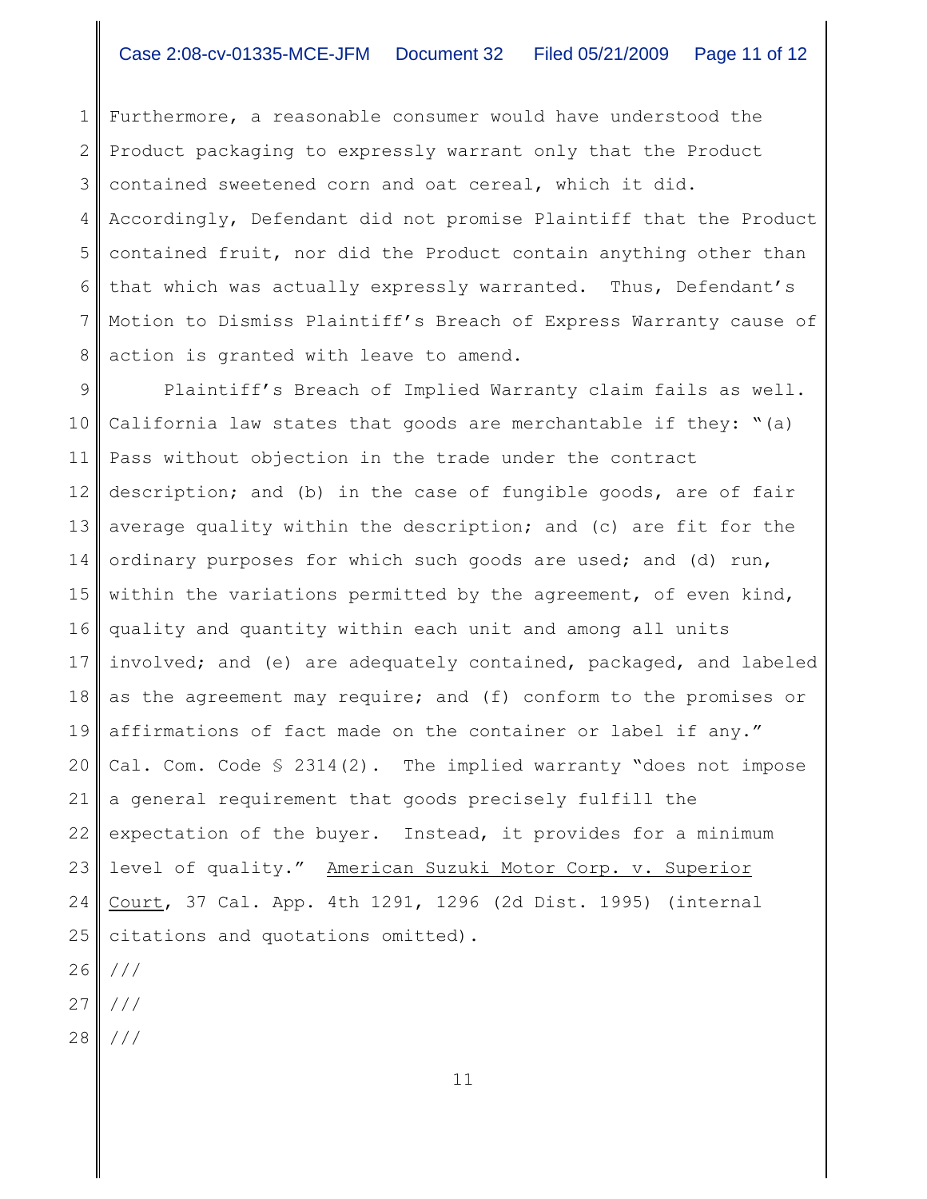Furthermore, a reasonable consumer would have understood the Product packaging to expressly warrant only that the Product contained sweetened corn and oat cereal, which it did. Accordingly, Defendant did not promise Plaintiff that the Product contained fruit, nor did the Product contain anything other than that which was actually expressly warranted. Thus, Defendant's Motion to Dismiss Plaintiff's Breach of Express Warranty cause of action is granted with leave to amend.

Plaintiff's Breach of Implied Warranty claim fails as well. California law states that goods are merchantable if they: "(a) Pass without objection in the trade under the contract description; and (b) in the case of fungible goods, are of fair average quality within the description; and (c) are fit for the ordinary purposes for which such goods are used; and (d) run, within the variations permitted by the agreement, of even kind, quality and quantity within each unit and among all units involved; and (e) are adequately contained, packaged, and labeled as the agreement may require; and (f) conform to the promises or affirmations of fact made on the container or label if any." Cal. Com. Code § 2314(2). The implied warranty "does not impose a general requirement that goods precisely fulfill the expectation of the buyer. Instead, it provides for a minimum level of quality." American Suzuki Motor Corp. v. Superior Court, 37 Cal. App. 4th 1291, 1296 (2d Dist. 1995) (internal citations and quotations omitted).

///

///

///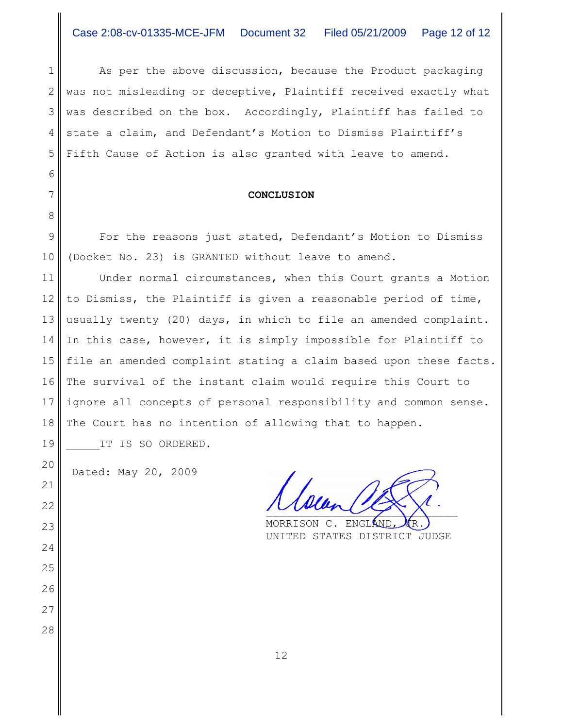As per the above discussion, because the Product packaging was not misleading or deceptive, Plaintiff received exactly what was described on the box. Accordingly, Plaintiff has failed to state a claim, and Defendant's Motion to Dismiss Plaintiff's Fifth Cause of Action is also granted with leave to amend.

**CONCLUSION**

For the reasons just stated, Defendant's Motion to Dismiss (Docket No. 23) is GRANTED without leave to amend.

Under normal circumstances, when this Court grants a Motion to Dismiss, the Plaintiff is given a reasonable period of time, usually twenty (20) days, in which to file an amended complaint. In this case, however, it is simply impossible for Plaintiff to file an amended complaint stating a claim based upon these facts. The survival of the instant claim would require this Court to ignore all concepts of personal responsibility and common sense. The Court has no intention of allowing that to happen.

IT IS SO ORDERED.

Dated: May 20, 2009

MORRISON C. ENGLAND, JR.
UNITED STATES DISTRICT JUDGE